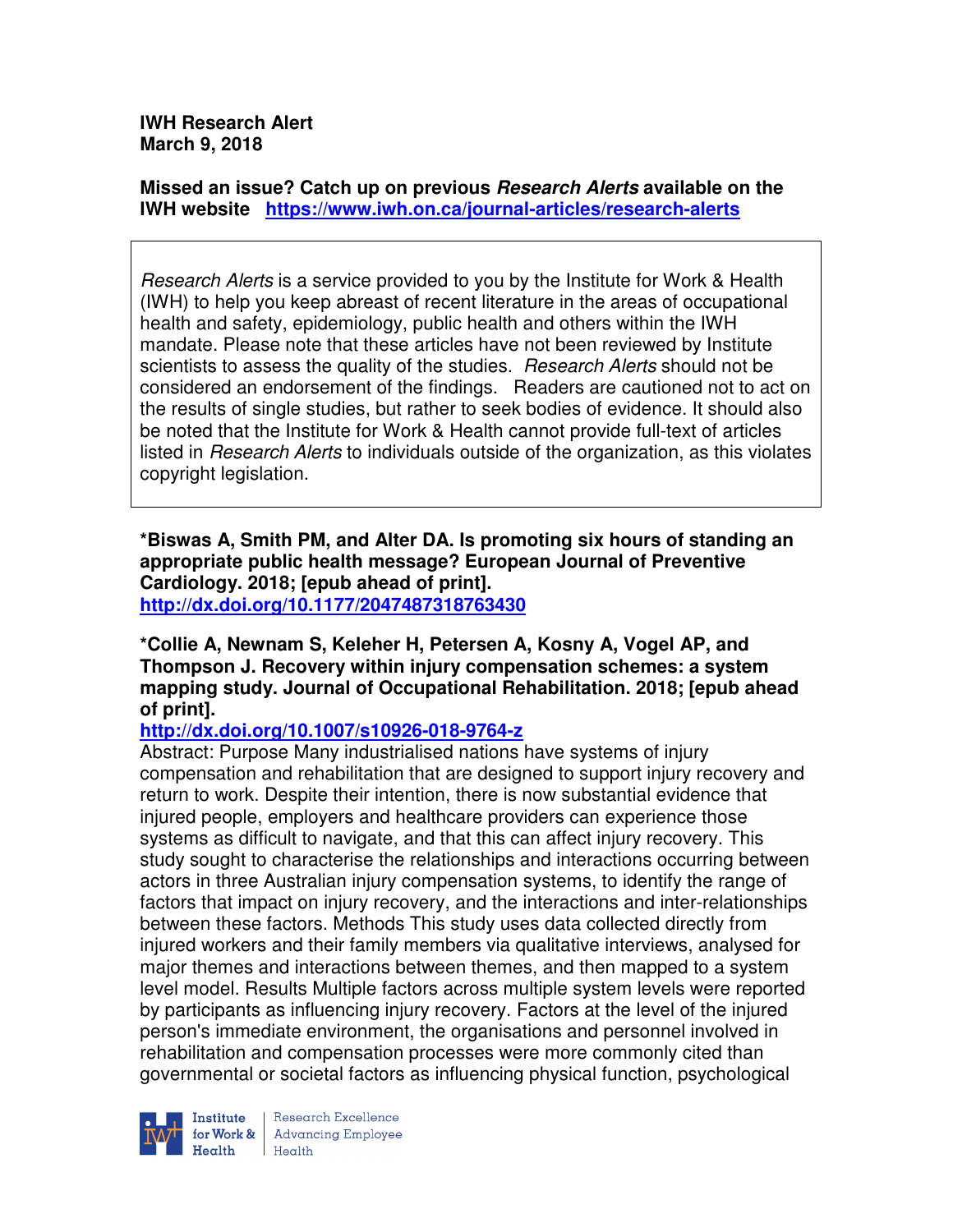**IWH Research Alert**
**March 9, 2018**

**Missed an issue? Catch up on previous *Research Alerts* available on the IWH website** **https://www.iwh.on.ca/journal-articles/research-alerts**

> *Research Alerts* is a service provided to you by the Institute for Work & Health (IWH) to help you keep abreast of recent literature in the areas of occupational health and safety, epidemiology, public health and others within the IWH mandate. Please note that these articles have not been reviewed by Institute scientists to assess the quality of the studies. *Research Alerts* should not be considered an endorsement of the findings. Readers are cautioned not to act on the results of single studies, but rather to seek bodies of evidence. It should also be noted that the Institute for Work & Health cannot provide full-text of articles listed in *Research Alerts* to individuals outside of the organization, as this violates copyright legislation.

**\*Biswas A, Smith PM, and Alter DA. Is promoting six hours of standing an appropriate public health message? European Journal of Preventive Cardiology. 2018; [epub ahead of print].**
**http://dx.doi.org/10.1177/2047487318763430**

**\*Collie A, Newnam S, Keleher H, Petersen A, Kosny A, Vogel AP, and Thompson J. Recovery within injury compensation schemes: a system mapping study. Journal of Occupational Rehabilitation. 2018; [epub ahead of print].**
**http://dx.doi.org/10.1007/s10926-018-9764-z**
Abstract: Purpose Many industrialised nations have systems of injury compensation and rehabilitation that are designed to support injury recovery and return to work. Despite their intention, there is now substantial evidence that injured people, employers and healthcare providers can experience those systems as difficult to navigate, and that this can affect injury recovery. This study sought to characterise the relationships and interactions occurring between actors in three Australian injury compensation systems, to identify the range of factors that impact on injury recovery, and the interactions and inter-relationships between these factors. Methods This study uses data collected directly from injured workers and their family members via qualitative interviews, analysed for major themes and interactions between themes, and then mapped to a system level model. Results Multiple factors across multiple system levels were reported by participants as influencing injury recovery. Factors at the level of the injured person's immediate environment, the organisations and personnel involved in rehabilitation and compensation processes were more commonly cited than governmental or societal factors as influencing physical function, psychological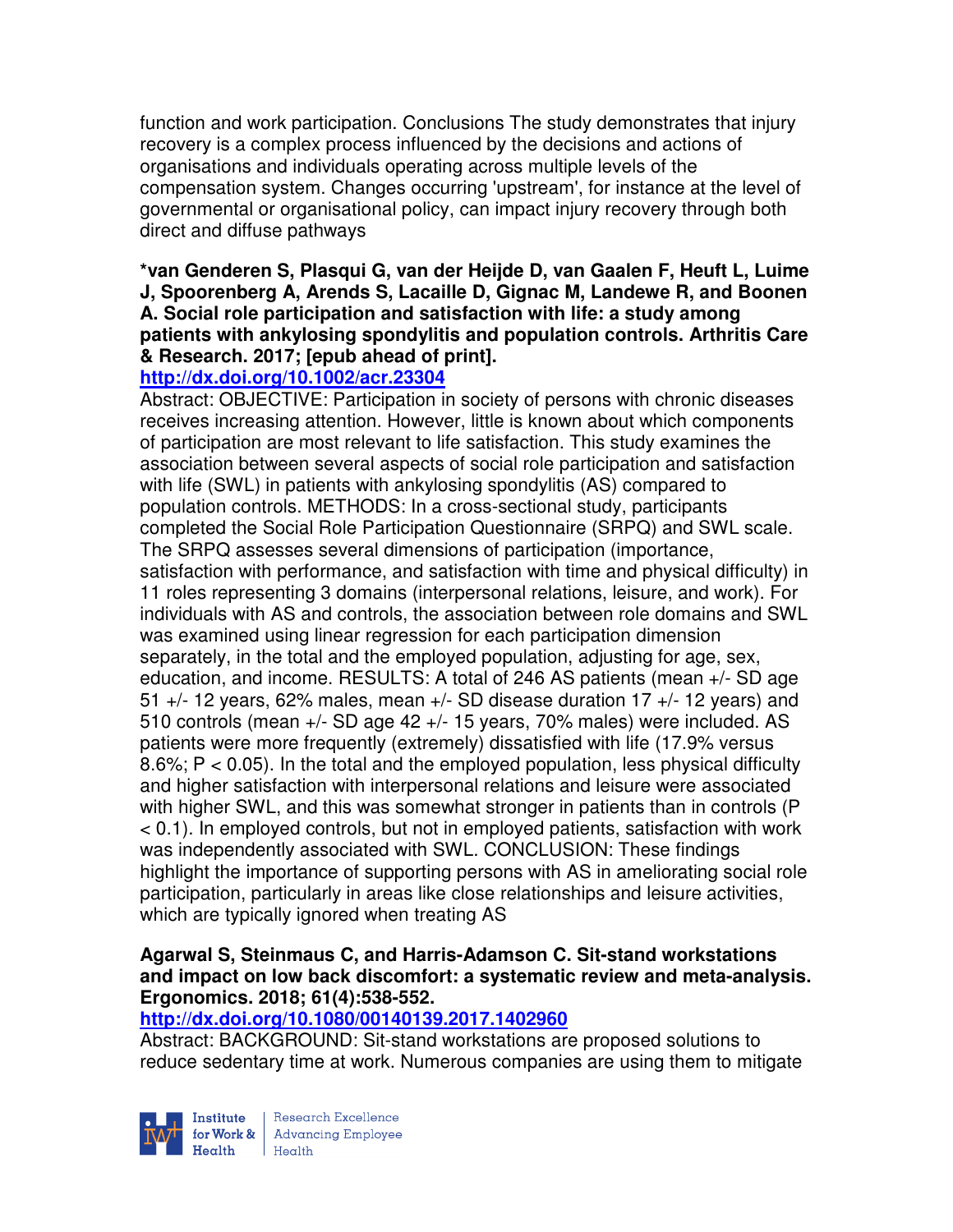function and work participation. Conclusions The study demonstrates that injury recovery is a complex process influenced by the decisions and actions of organisations and individuals operating across multiple levels of the compensation system. Changes occurring 'upstream', for instance at the level of governmental or organisational policy, can impact injury recovery through both direct and diffuse pathways

**\*van Genderen S, Plasqui G, van der Heijde D, van Gaalen F, Heuft L, Luime J, Spoorenberg A, Arends S, Lacaille D, Gignac M, Landewe R, and Boonen A. Social role participation and satisfaction with life: a study among patients with ankylosing spondylitis and population controls. Arthritis Care & Research. 2017; [epub ahead of print].**
**http://dx.doi.org/10.1002/acr.23304**

Abstract: OBJECTIVE: Participation in society of persons with chronic diseases receives increasing attention. However, little is known about which components of participation are most relevant to life satisfaction. This study examines the association between several aspects of social role participation and satisfaction with life (SWL) in patients with ankylosing spondylitis (AS) compared to population controls. METHODS: In a cross-sectional study, participants completed the Social Role Participation Questionnaire (SRPQ) and SWL scale. The SRPQ assesses several dimensions of participation (importance, satisfaction with performance, and satisfaction with time and physical difficulty) in 11 roles representing 3 domains (interpersonal relations, leisure, and work). For individuals with AS and controls, the association between role domains and SWL was examined using linear regression for each participation dimension separately, in the total and the employed population, adjusting for age, sex, education, and income. RESULTS: A total of 246 AS patients (mean +/- SD age 51 +/- 12 years, 62% males, mean +/- SD disease duration 17 +/- 12 years) and 510 controls (mean +/- SD age 42 +/- 15 years, 70% males) were included. AS patients were more frequently (extremely) dissatisfied with life (17.9% versus 8.6%; $P < 0.05$). In the total and the employed population, less physical difficulty and higher satisfaction with interpersonal relations and leisure were associated with higher SWL, and this was somewhat stronger in patients than in controls ($P < 0.1$). In employed controls, but not in employed patients, satisfaction with work was independently associated with SWL. CONCLUSION: These findings highlight the importance of supporting persons with AS in ameliorating social role participation, particularly in areas like close relationships and leisure activities, which are typically ignored when treating AS

**Agarwal S, Steinmaus C, and Harris-Adamson C. Sit-stand workstations and impact on low back discomfort: a systematic review and meta-analysis. Ergonomics. 2018; 61(4):538-552.**
**http://dx.doi.org/10.1080/00140139.2017.1402960**

Abstract: BACKGROUND: Sit-stand workstations are proposed solutions to reduce sedentary time at work. Numerous companies are using them to mitigate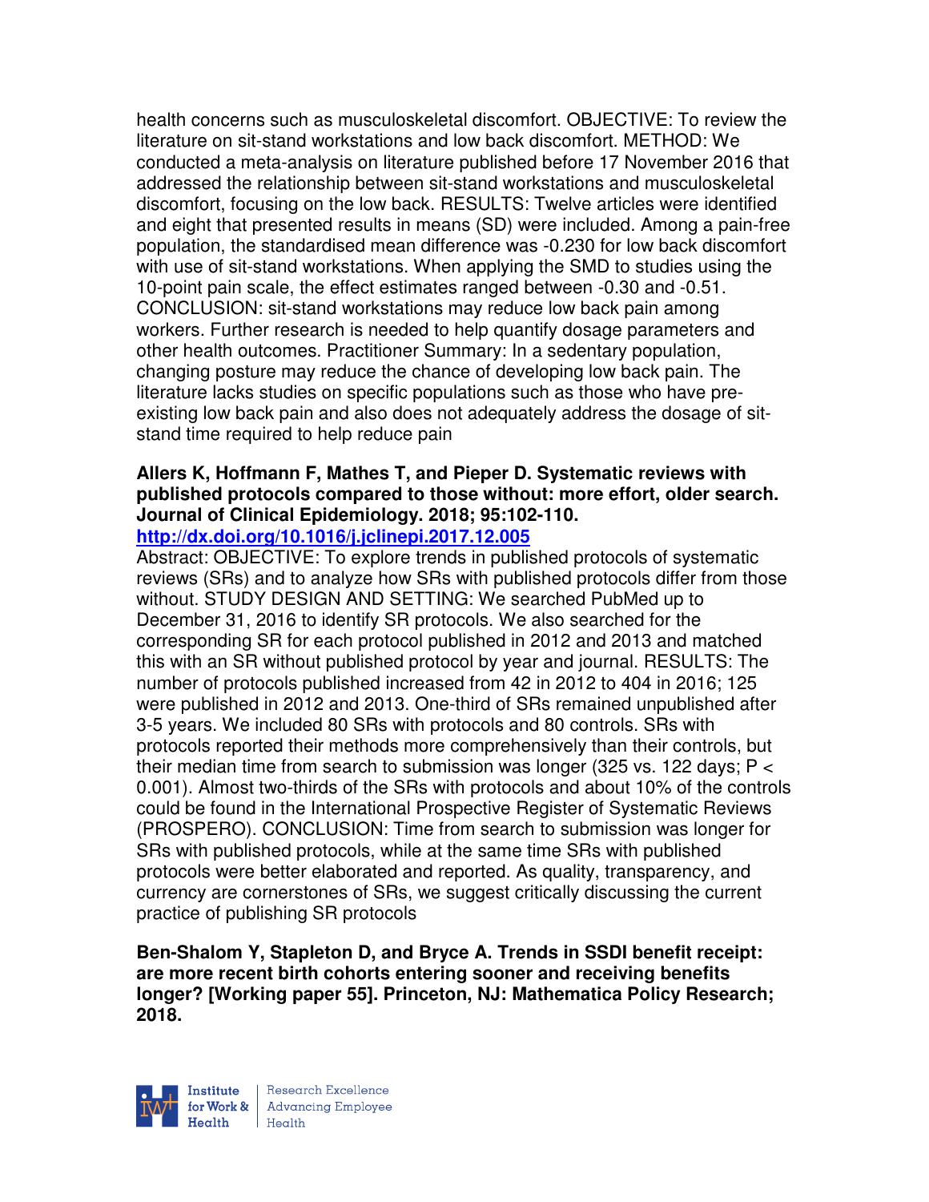health concerns such as musculoskeletal discomfort. OBJECTIVE: To review the literature on sit-stand workstations and low back discomfort. METHOD: We conducted a meta-analysis on literature published before 17 November 2016 that addressed the relationship between sit-stand workstations and musculoskeletal discomfort, focusing on the low back. RESULTS: Twelve articles were identified and eight that presented results in means (SD) were included. Among a pain-free population, the standardised mean difference was -0.230 for low back discomfort with use of sit-stand workstations. When applying the SMD to studies using the 10-point pain scale, the effect estimates ranged between -0.30 and -0.51. CONCLUSION: sit-stand workstations may reduce low back pain among workers. Further research is needed to help quantify dosage parameters and other health outcomes. Practitioner Summary: In a sedentary population, changing posture may reduce the chance of developing low back pain. The literature lacks studies on specific populations such as those who have pre-existing low back pain and also does not adequately address the dosage of sit-stand time required to help reduce pain

**Allers K, Hoffmann F, Mathes T, and Pieper D. Systematic reviews with published protocols compared to those without: more effort, older search. Journal of Clinical Epidemiology. 2018; 95:102-110.**
**http://dx.doi.org/10.1016/j.jclinepi.2017.12.005**

Abstract: OBJECTIVE: To explore trends in published protocols of systematic reviews (SRs) and to analyze how SRs with published protocols differ from those without. STUDY DESIGN AND SETTING: We searched PubMed up to December 31, 2016 to identify SR protocols. We also searched for the corresponding SR for each protocol published in 2012 and 2013 and matched this with an SR without published protocol by year and journal. RESULTS: The number of protocols published increased from 42 in 2012 to 404 in 2016; 125 were published in 2012 and 2013. One-third of SRs remained unpublished after 3-5 years. We included 80 SRs with protocols and 80 controls. SRs with protocols reported their methods more comprehensively than their controls, but their median time from search to submission was longer (325 vs. 122 days; $P < 0.001$). Almost two-thirds of the SRs with protocols and about 10% of the controls could be found in the International Prospective Register of Systematic Reviews (PROSPERO). CONCLUSION: Time from search to submission was longer for SRs with published protocols, while at the same time SRs with published protocols were better elaborated and reported. As quality, transparency, and currency are cornerstones of SRs, we suggest critically discussing the current practice of publishing SR protocols

**Ben-Shalom Y, Stapleton D, and Bryce A. Trends in SSDI benefit receipt: are more recent birth cohorts entering sooner and receiving benefits longer? [Working paper 55]. Princeton, NJ: Mathematica Policy Research; 2018.**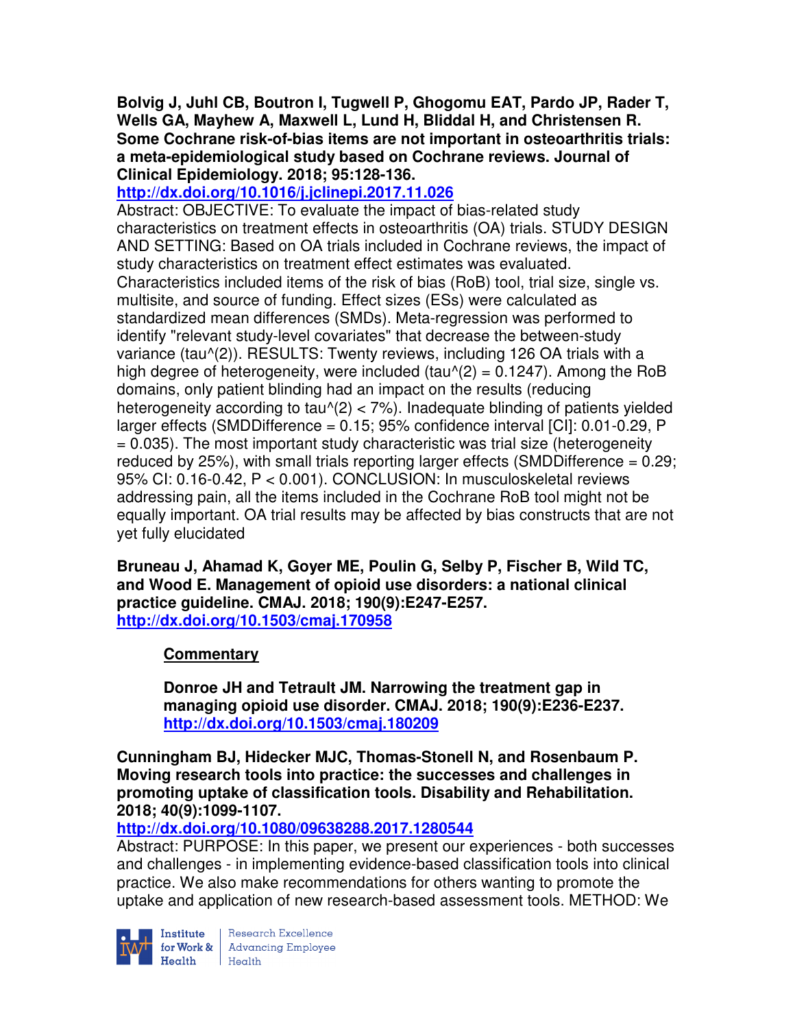**Bolvig J, Juhl CB, Boutron I, Tugwell P, Ghogomu EAT, Pardo JP, Rader T, Wells GA, Mayhew A, Maxwell L, Lund H, Bliddal H, and Christensen R. Some Cochrane risk-of-bias items are not important in osteoarthritis trials: a meta-epidemiological study based on Cochrane reviews. Journal of Clinical Epidemiology. 2018; 95:128-136.**
**http://dx.doi.org/10.1016/j.jclinepi.2017.11.026**
Abstract: OBJECTIVE: To evaluate the impact of bias-related study characteristics on treatment effects in osteoarthritis (OA) trials. STUDY DESIGN AND SETTING: Based on OA trials included in Cochrane reviews, the impact of study characteristics on treatment effect estimates was evaluated. Characteristics included items of the risk of bias (RoB) tool, trial size, single vs. multisite, and source of funding. Effect sizes (ESs) were calculated as standardized mean differences (SMDs). Meta-regression was performed to identify "relevant study-level covariates" that decrease the between-study variance (tau^(2)). RESULTS: Twenty reviews, including 126 OA trials with a high degree of heterogeneity, were included (tau^(2) = 0.1247). Among the RoB domains, only patient blinding had an impact on the results (reducing heterogeneity according to tau^(2) < 7%). Inadequate blinding of patients yielded larger effects (SMDDifference = 0.15; 95% confidence interval [CI]: 0.01-0.29, P = 0.035). The most important study characteristic was trial size (heterogeneity reduced by 25%), with small trials reporting larger effects (SMDDifference = 0.29; 95% CI: 0.16-0.42, P < 0.001). CONCLUSION: In musculoskeletal reviews addressing pain, all the items included in the Cochrane RoB tool might not be equally important. OA trial results may be affected by bias constructs that are not yet fully elucidated

**Bruneau J, Ahamad K, Goyer ME, Poulin G, Selby P, Fischer B, Wild TC, and Wood E. Management of opioid use disorders: a national clinical practice guideline. CMAJ. 2018; 190(9):E247-E257.**
**http://dx.doi.org/10.1503/cmaj.170958**

> **Commentary**
>
> **Donroe JH and Tetrault JM. Narrowing the treatment gap in managing opioid use disorder. CMAJ. 2018; 190(9):E236-E237.**
> **http://dx.doi.org/10.1503/cmaj.180209**

**Cunningham BJ, Hidecker MJC, Thomas-Stonell N, and Rosenbaum P. Moving research tools into practice: the successes and challenges in promoting uptake of classification tools. Disability and Rehabilitation. 2018; 40(9):1099-1107.**
**http://dx.doi.org/10.1080/09638288.2017.1280544**
Abstract: PURPOSE: In this paper, we present our experiences - both successes and challenges - in implementing evidence-based classification tools into clinical practice. We also make recommendations for others wanting to promote the uptake and application of new research-based assessment tools. METHOD: We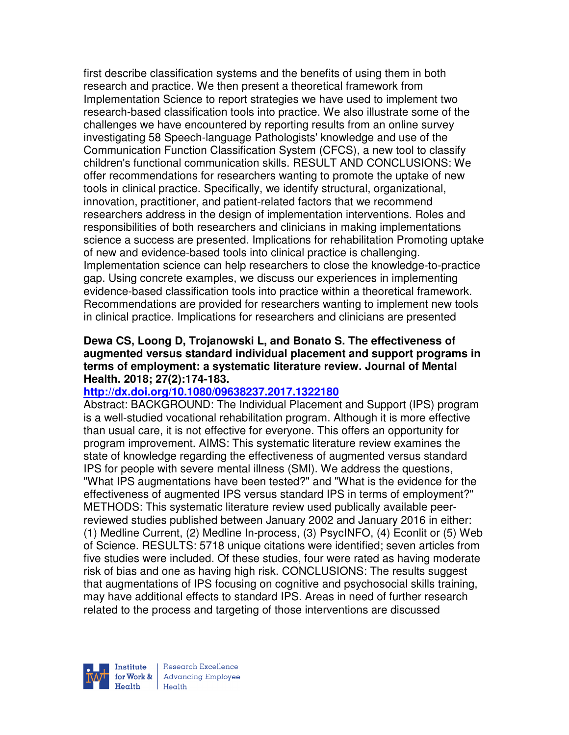first describe classification systems and the benefits of using them in both research and practice. We then present a theoretical framework from Implementation Science to report strategies we have used to implement two research-based classification tools into practice. We also illustrate some of the challenges we have encountered by reporting results from an online survey investigating 58 Speech-language Pathologists' knowledge and use of the Communication Function Classification System (CFCS), a new tool to classify children's functional communication skills. RESULT AND CONCLUSIONS: We offer recommendations for researchers wanting to promote the uptake of new tools in clinical practice. Specifically, we identify structural, organizational, innovation, practitioner, and patient-related factors that we recommend researchers address in the design of implementation interventions. Roles and responsibilities of both researchers and clinicians in making implementations science a success are presented. Implications for rehabilitation Promoting uptake of new and evidence-based tools into clinical practice is challenging. Implementation science can help researchers to close the knowledge-to-practice gap. Using concrete examples, we discuss our experiences in implementing evidence-based classification tools into practice within a theoretical framework. Recommendations are provided for researchers wanting to implement new tools in clinical practice. Implications for researchers and clinicians are presented

**Dewa CS, Loong D, Trojanowski L, and Bonato S. The effectiveness of augmented versus standard individual placement and support programs in terms of employment: a systematic literature review. Journal of Mental Health. 2018; 27(2):174-183.**

**http://dx.doi.org/10.1080/09638237.2017.1322180**

Abstract: BACKGROUND: The Individual Placement and Support (IPS) program is a well-studied vocational rehabilitation program. Although it is more effective than usual care, it is not effective for everyone. This offers an opportunity for program improvement. AIMS: This systematic literature review examines the state of knowledge regarding the effectiveness of augmented versus standard IPS for people with severe mental illness (SMI). We address the questions, "What IPS augmentations have been tested?" and "What is the evidence for the effectiveness of augmented IPS versus standard IPS in terms of employment?" METHODS: This systematic literature review used publically available peer-reviewed studies published between January 2002 and January 2016 in either: (1) Medline Current, (2) Medline In-process, (3) PsycINFO, (4) Econlit or (5) Web of Science. RESULTS: 5718 unique citations were identified; seven articles from five studies were included. Of these studies, four were rated as having moderate risk of bias and one as having high risk. CONCLUSIONS: The results suggest that augmentations of IPS focusing on cognitive and psychosocial skills training, may have additional effects to standard IPS. Areas in need of further research related to the process and targeting of those interventions are discussed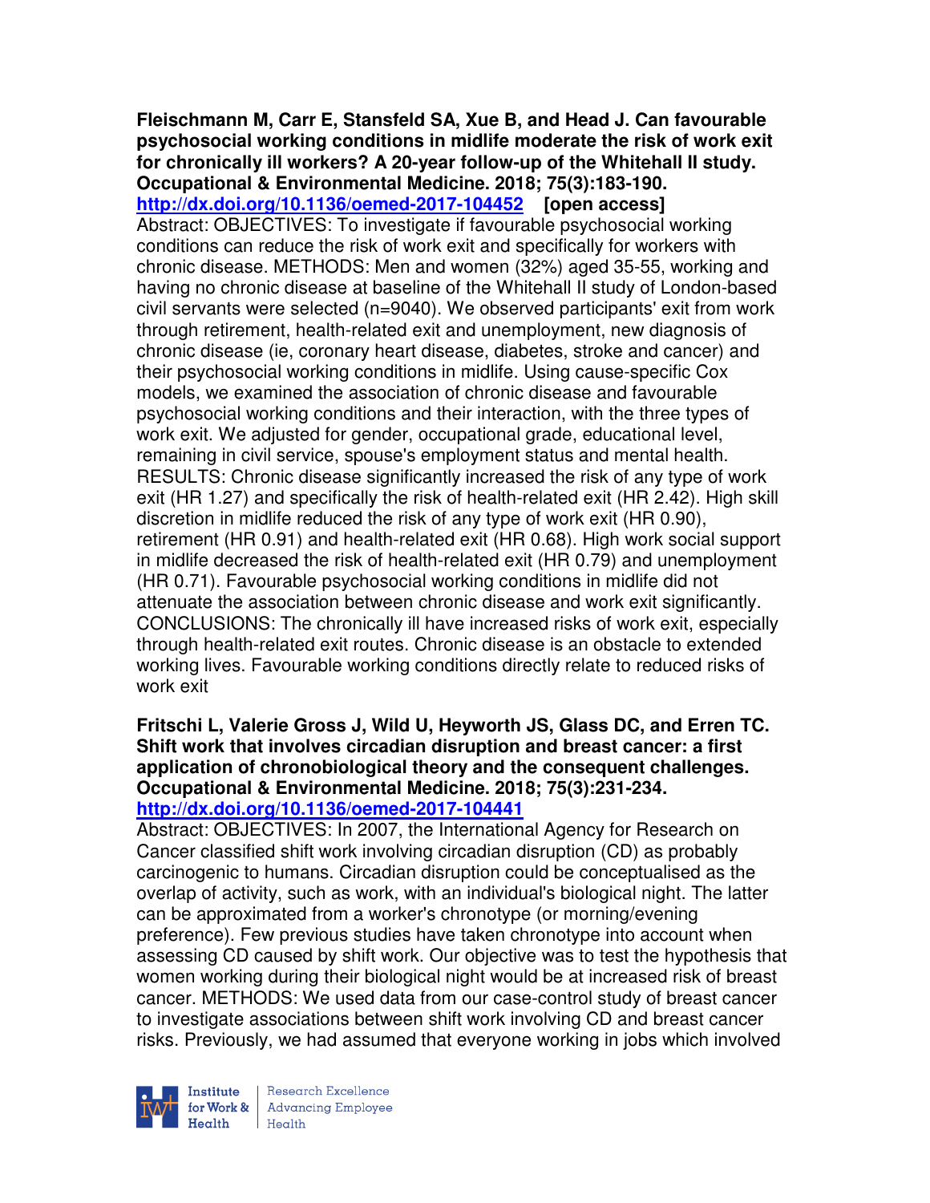**Fleischmann M, Carr E, Stansfeld SA, Xue B, and Head J. Can favourable psychosocial working conditions in midlife moderate the risk of work exit for chronically ill workers? A 20-year follow-up of the Whitehall II study. Occupational & Environmental Medicine. 2018; 75(3):183-190.**
**http://dx.doi.org/10.1136/oemed-2017-104452** **[open access]**
Abstract: OBJECTIVES: To investigate if favourable psychosocial working conditions can reduce the risk of work exit and specifically for workers with chronic disease. METHODS: Men and women (32%) aged 35-55, working and having no chronic disease at baseline of the Whitehall II study of London-based civil servants were selected (n=9040). We observed participants' exit from work through retirement, health-related exit and unemployment, new diagnosis of chronic disease (ie, coronary heart disease, diabetes, stroke and cancer) and their psychosocial working conditions in midlife. Using cause-specific Cox models, we examined the association of chronic disease and favourable psychosocial working conditions and their interaction, with the three types of work exit. We adjusted for gender, occupational grade, educational level, remaining in civil service, spouse's employment status and mental health. RESULTS: Chronic disease significantly increased the risk of any type of work exit (HR 1.27) and specifically the risk of health-related exit (HR 2.42). High skill discretion in midlife reduced the risk of any type of work exit (HR 0.90), retirement (HR 0.91) and health-related exit (HR 0.68). High work social support in midlife decreased the risk of health-related exit (HR 0.79) and unemployment (HR 0.71). Favourable psychosocial working conditions in midlife did not attenuate the association between chronic disease and work exit significantly. CONCLUSIONS: The chronically ill have increased risks of work exit, especially through health-related exit routes. Chronic disease is an obstacle to extended working lives. Favourable working conditions directly relate to reduced risks of work exit

**Fritschi L, Valerie Gross J, Wild U, Heyworth JS, Glass DC, and Erren TC. Shift work that involves circadian disruption and breast cancer: a first application of chronobiological theory and the consequent challenges. Occupational & Environmental Medicine. 2018; 75(3):231-234.**
**http://dx.doi.org/10.1136/oemed-2017-104441**
Abstract: OBJECTIVES: In 2007, the International Agency for Research on Cancer classified shift work involving circadian disruption (CD) as probably carcinogenic to humans. Circadian disruption could be conceptualised as the overlap of activity, such as work, with an individual's biological night. The latter can be approximated from a worker's chronotype (or morning/evening preference). Few previous studies have taken chronotype into account when assessing CD caused by shift work. Our objective was to test the hypothesis that women working during their biological night would be at increased risk of breast cancer. METHODS: We used data from our case-control study of breast cancer to investigate associations between shift work involving CD and breast cancer risks. Previously, we had assumed that everyone working in jobs which involved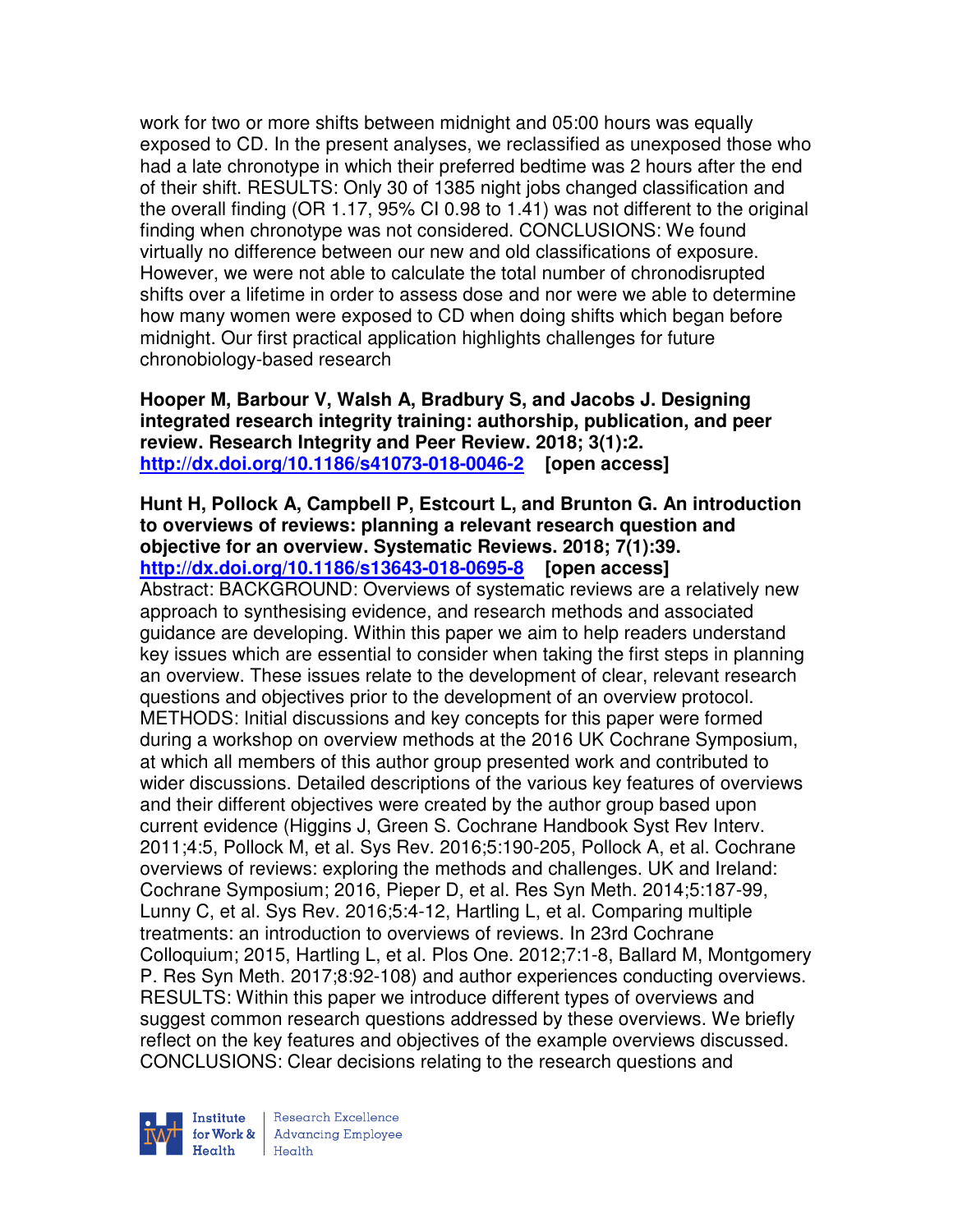work for two or more shifts between midnight and 05:00 hours was equally exposed to CD. In the present analyses, we reclassified as unexposed those who had a late chronotype in which their preferred bedtime was 2 hours after the end of their shift. RESULTS: Only 30 of 1385 night jobs changed classification and the overall finding (OR 1.17, 95% CI 0.98 to 1.41) was not different to the original finding when chronotype was not considered. CONCLUSIONS: We found virtually no difference between our new and old classifications of exposure. However, we were not able to calculate the total number of chronodisrupted shifts over a lifetime in order to assess dose and nor were we able to determine how many women were exposed to CD when doing shifts which began before midnight. Our first practical application highlights challenges for future chronobiology-based research

**Hooper M, Barbour V, Walsh A, Bradbury S, and Jacobs J. Designing integrated research integrity training: authorship, publication, and peer review. Research Integrity and Peer Review. 2018; 3(1):2.**
**http://dx.doi.org/10.1186/s41073-018-0046-2 [open access]**

**Hunt H, Pollock A, Campbell P, Estcourt L, and Brunton G. An introduction to overviews of reviews: planning a relevant research question and objective for an overview. Systematic Reviews. 2018; 7(1):39.**
**http://dx.doi.org/10.1186/s13643-018-0695-8 [open access]**
Abstract: BACKGROUND: Overviews of systematic reviews are a relatively new approach to synthesising evidence, and research methods and associated guidance are developing. Within this paper we aim to help readers understand key issues which are essential to consider when taking the first steps in planning an overview. These issues relate to the development of clear, relevant research questions and objectives prior to the development of an overview protocol. METHODS: Initial discussions and key concepts for this paper were formed during a workshop on overview methods at the 2016 UK Cochrane Symposium, at which all members of this author group presented work and contributed to wider discussions. Detailed descriptions of the various key features of overviews and their different objectives were created by the author group based upon current evidence (Higgins J, Green S. Cochrane Handbook Syst Rev Interv. 2011;4:5, Pollock M, et al. Sys Rev. 2016;5:190-205, Pollock A, et al. Cochrane overviews of reviews: exploring the methods and challenges. UK and Ireland: Cochrane Symposium; 2016, Pieper D, et al. Res Syn Meth. 2014;5:187-99, Lunny C, et al. Sys Rev. 2016;5:4-12, Hartling L, et al. Comparing multiple treatments: an introduction to overviews of reviews. In 23rd Cochrane Colloquium; 2015, Hartling L, et al. Plos One. 2012;7:1-8, Ballard M, Montgomery P. Res Syn Meth. 2017;8:92-108) and author experiences conducting overviews. RESULTS: Within this paper we introduce different types of overviews and suggest common research questions addressed by these overviews. We briefly reflect on the key features and objectives of the example overviews discussed. CONCLUSIONS: Clear decisions relating to the research questions and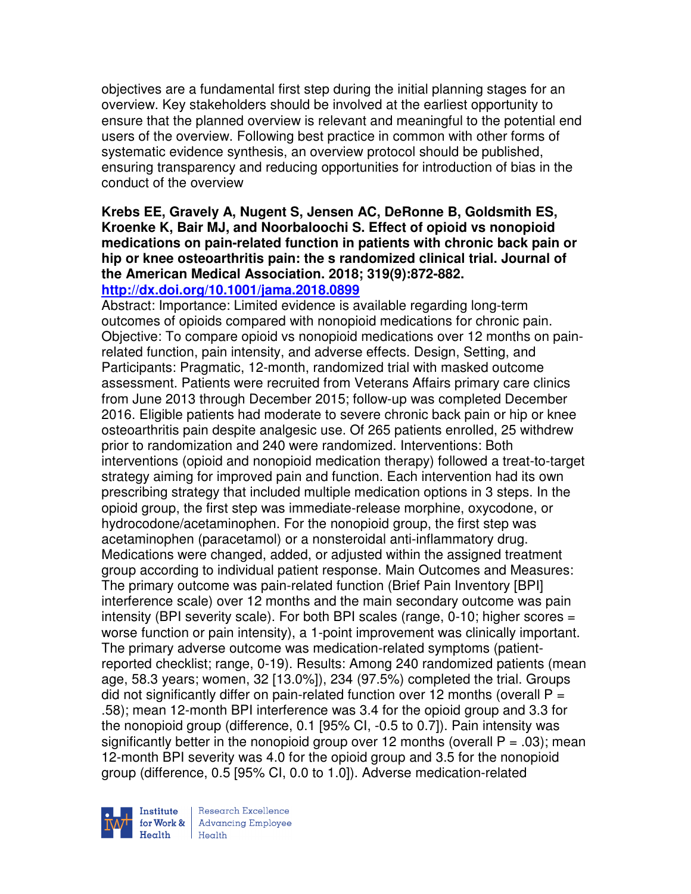objectives are a fundamental first step during the initial planning stages for an overview. Key stakeholders should be involved at the earliest opportunity to ensure that the planned overview is relevant and meaningful to the potential end users of the overview. Following best practice in common with other forms of systematic evidence synthesis, an overview protocol should be published, ensuring transparency and reducing opportunities for introduction of bias in the conduct of the overview

**Krebs EE, Gravely A, Nugent S, Jensen AC, DeRonne B, Goldsmith ES, Kroenke K, Bair MJ, and Noorbaloochi S. Effect of opioid vs nonopioid medications on pain-related function in patients with chronic back pain or hip or knee osteoarthritis pain: the s randomized clinical trial. Journal of the American Medical Association. 2018; 319(9):872-882.**
**http://dx.doi.org/10.1001/jama.2018.0899**

Abstract: Importance: Limited evidence is available regarding long-term outcomes of opioids compared with nonopioid medications for chronic pain. Objective: To compare opioid vs nonopioid medications over 12 months on pain-related function, pain intensity, and adverse effects. Design, Setting, and Participants: Pragmatic, 12-month, randomized trial with masked outcome assessment. Patients were recruited from Veterans Affairs primary care clinics from June 2013 through December 2015; follow-up was completed December 2016. Eligible patients had moderate to severe chronic back pain or hip or knee osteoarthritis pain despite analgesic use. Of 265 patients enrolled, 25 withdrew prior to randomization and 240 were randomized. Interventions: Both interventions (opioid and nonopioid medication therapy) followed a treat-to-target strategy aiming for improved pain and function. Each intervention had its own prescribing strategy that included multiple medication options in 3 steps. In the opioid group, the first step was immediate-release morphine, oxycodone, or hydrocodone/acetaminophen. For the nonopioid group, the first step was acetaminophen (paracetamol) or a nonsteroidal anti-inflammatory drug. Medications were changed, added, or adjusted within the assigned treatment group according to individual patient response. Main Outcomes and Measures: The primary outcome was pain-related function (Brief Pain Inventory [BPI] interference scale) over 12 months and the main secondary outcome was pain intensity (BPI severity scale). For both BPI scales (range, 0-10; higher scores = worse function or pain intensity), a 1-point improvement was clinically important. The primary adverse outcome was medication-related symptoms (patient-reported checklist; range, 0-19). Results: Among 240 randomized patients (mean age, 58.3 years; women, 32 [13.0%]), 234 (97.5%) completed the trial. Groups did not significantly differ on pain-related function over 12 months (overall P = .58); mean 12-month BPI interference was 3.4 for the opioid group and 3.3 for the nonopioid group (difference, 0.1 [95% CI, -0.5 to 0.7]). Pain intensity was significantly better in the nonopioid group over 12 months (overall P = .03); mean 12-month BPI severity was 4.0 for the opioid group and 3.5 for the nonopioid group (difference, 0.5 [95% CI, 0.0 to 1.0]). Adverse medication-related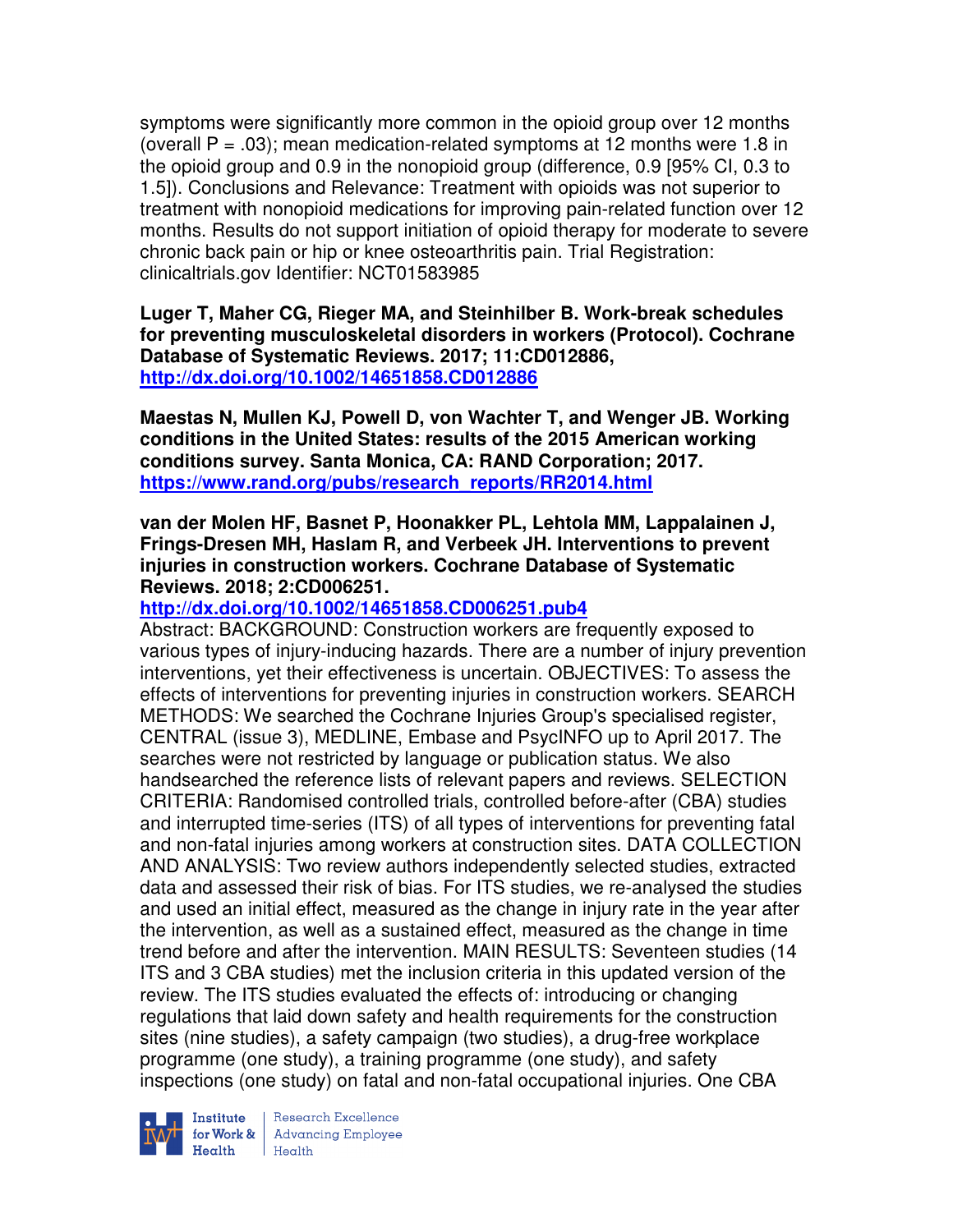symptoms were significantly more common in the opioid group over 12 months (overall P = .03); mean medication-related symptoms at 12 months were 1.8 in the opioid group and 0.9 in the nonopioid group (difference, 0.9 [95% CI, 0.3 to 1.5]). Conclusions and Relevance: Treatment with opioids was not superior to treatment with nonopioid medications for improving pain-related function over 12 months. Results do not support initiation of opioid therapy for moderate to severe chronic back pain or hip or knee osteoarthritis pain. Trial Registration: clinicaltrials.gov Identifier: NCT01583985

**Luger T, Maher CG, Rieger MA, and Steinhilber B. Work-break schedules for preventing musculoskeletal disorders in workers (Protocol). Cochrane Database of Systematic Reviews. 2017; 11:CD012886, http://dx.doi.org/10.1002/14651858.CD012886**

**Maestas N, Mullen KJ, Powell D, von Wachter T, and Wenger JB. Working conditions in the United States: results of the 2015 American working conditions survey. Santa Monica, CA: RAND Corporation; 2017. https://www.rand.org/pubs/research_reports/RR2014.html**

**van der Molen HF, Basnet P, Hoonakker PL, Lehtola MM, Lappalainen J, Frings-Dresen MH, Haslam R, and Verbeek JH. Interventions to prevent injuries in construction workers. Cochrane Database of Systematic Reviews. 2018; 2:CD006251.**
**http://dx.doi.org/10.1002/14651858.CD006251.pub4**
Abstract: BACKGROUND: Construction workers are frequently exposed to various types of injury-inducing hazards. There are a number of injury prevention interventions, yet their effectiveness is uncertain. OBJECTIVES: To assess the effects of interventions for preventing injuries in construction workers. SEARCH METHODS: We searched the Cochrane Injuries Group's specialised register, CENTRAL (issue 3), MEDLINE, Embase and PsycINFO up to April 2017. The searches were not restricted by language or publication status. We also handsearched the reference lists of relevant papers and reviews. SELECTION CRITERIA: Randomised controlled trials, controlled before-after (CBA) studies and interrupted time-series (ITS) of all types of interventions for preventing fatal and non-fatal injuries among workers at construction sites. DATA COLLECTION AND ANALYSIS: Two review authors independently selected studies, extracted data and assessed their risk of bias. For ITS studies, we re-analysed the studies and used an initial effect, measured as the change in injury rate in the year after the intervention, as well as a sustained effect, measured as the change in time trend before and after the intervention. MAIN RESULTS: Seventeen studies (14 ITS and 3 CBA studies) met the inclusion criteria in this updated version of the review. The ITS studies evaluated the effects of: introducing or changing regulations that laid down safety and health requirements for the construction sites (nine studies), a safety campaign (two studies), a drug-free workplace programme (one study), a training programme (one study), and safety inspections (one study) on fatal and non-fatal occupational injuries. One CBA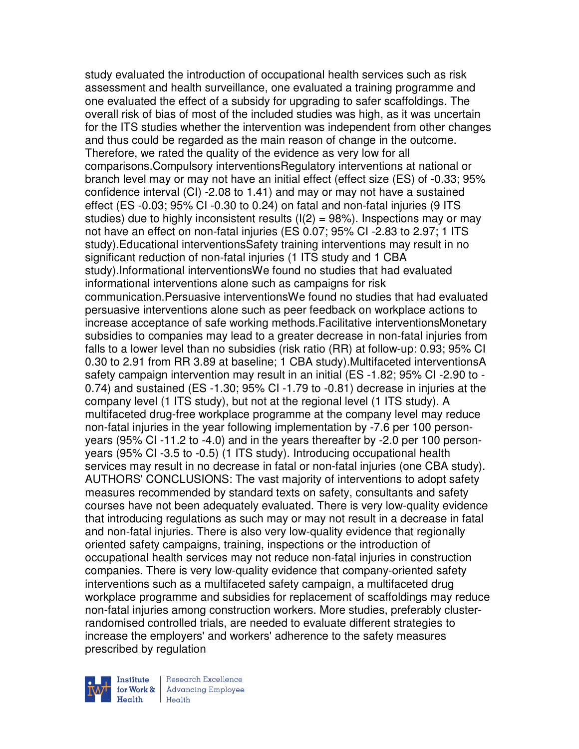study evaluated the introduction of occupational health services such as risk assessment and health surveillance, one evaluated a training programme and one evaluated the effect of a subsidy for upgrading to safer scaffoldings. The overall risk of bias of most of the included studies was high, as it was uncertain for the ITS studies whether the intervention was independent from other changes and thus could be regarded as the main reason of change in the outcome. Therefore, we rated the quality of the evidence as very low for all comparisons.Compulsory interventionsRegulatory interventions at national or branch level may or may not have an initial effect (effect size (ES) of -0.33; 95% confidence interval (CI) -2.08 to 1.41) and may or may not have a sustained effect (ES -0.03; 95% CI -0.30 to 0.24) on fatal and non-fatal injuries (9 ITS studies) due to highly inconsistent results ($I^2$ = 98%). Inspections may or may not have an effect on non-fatal injuries (ES 0.07; 95% CI -2.83 to 2.97; 1 ITS study).Educational interventionsSafety training interventions may result in no significant reduction of non-fatal injuries (1 ITS study and 1 CBA study).Informational interventionsWe found no studies that had evaluated informational interventions alone such as campaigns for risk communication.Persuasive interventionsWe found no studies that had evaluated persuasive interventions alone such as peer feedback on workplace actions to increase acceptance of safe working methods.Facilitative interventionsMonetary subsidies to companies may lead to a greater decrease in non-fatal injuries from falls to a lower level than no subsidies (risk ratio (RR) at follow-up: 0.93; 95% CI 0.30 to 2.91 from RR 3.89 at baseline; 1 CBA study).Multifaceted interventionsA safety campaign intervention may result in an initial (ES -1.82; 95% CI -2.90 to -0.74) and sustained (ES -1.30; 95% CI -1.79 to -0.81) decrease in injuries at the company level (1 ITS study), but not at the regional level (1 ITS study). A multifaceted drug-free workplace programme at the company level may reduce non-fatal injuries in the year following implementation by -7.6 per 100 person-years (95% CI -11.2 to -4.0) and in the years thereafter by -2.0 per 100 person-years (95% CI -3.5 to -0.5) (1 ITS study). Introducing occupational health services may result in no decrease in fatal or non-fatal injuries (one CBA study). AUTHORS' CONCLUSIONS: The vast majority of interventions to adopt safety measures recommended by standard texts on safety, consultants and safety courses have not been adequately evaluated. There is very low-quality evidence that introducing regulations as such may or may not result in a decrease in fatal and non-fatal injuries. There is also very low-quality evidence that regionally oriented safety campaigns, training, inspections or the introduction of occupational health services may not reduce non-fatal injuries in construction companies. There is very low-quality evidence that company-oriented safety interventions such as a multifaceted safety campaign, a multifaceted drug workplace programme and subsidies for replacement of scaffoldings may reduce non-fatal injuries among construction workers. More studies, preferably cluster-randomised controlled trials, are needed to evaluate different strategies to increase the employers' and workers' adherence to the safety measures prescribed by regulation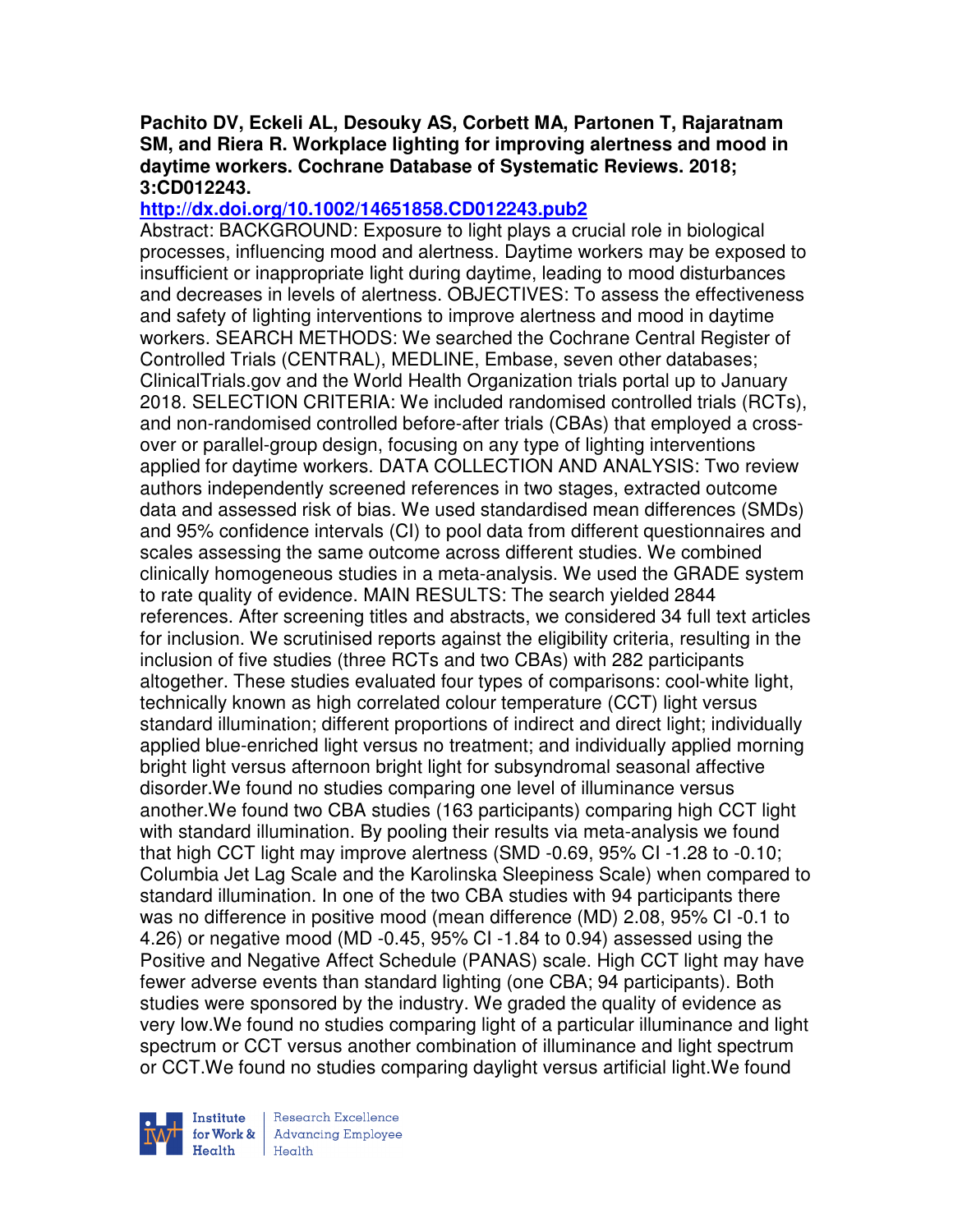**Pachito DV, Eckeli AL, Desouky AS, Corbett MA, Partonen T, Rajaratnam SM, and Riera R. Workplace lighting for improving alertness and mood in daytime workers. Cochrane Database of Systematic Reviews. 2018; 3:CD012243.**

**http://dx.doi.org/10.1002/14651858.CD012243.pub2**

Abstract: BACKGROUND: Exposure to light plays a crucial role in biological processes, influencing mood and alertness. Daytime workers may be exposed to insufficient or inappropriate light during daytime, leading to mood disturbances and decreases in levels of alertness. OBJECTIVES: To assess the effectiveness and safety of lighting interventions to improve alertness and mood in daytime workers. SEARCH METHODS: We searched the Cochrane Central Register of Controlled Trials (CENTRAL), MEDLINE, Embase, seven other databases; ClinicalTrials.gov and the World Health Organization trials portal up to January 2018. SELECTION CRITERIA: We included randomised controlled trials (RCTs), and non-randomised controlled before-after trials (CBAs) that employed a cross-over or parallel-group design, focusing on any type of lighting interventions applied for daytime workers. DATA COLLECTION AND ANALYSIS: Two review authors independently screened references in two stages, extracted outcome data and assessed risk of bias. We used standardised mean differences (SMDs) and 95% confidence intervals (CI) to pool data from different questionnaires and scales assessing the same outcome across different studies. We combined clinically homogeneous studies in a meta-analysis. We used the GRADE system to rate quality of evidence. MAIN RESULTS: The search yielded 2844 references. After screening titles and abstracts, we considered 34 full text articles for inclusion. We scrutinised reports against the eligibility criteria, resulting in the inclusion of five studies (three RCTs and two CBAs) with 282 participants altogether. These studies evaluated four types of comparisons: cool-white light, technically known as high correlated colour temperature (CCT) light versus standard illumination; different proportions of indirect and direct light; individually applied blue-enriched light versus no treatment; and individually applied morning bright light versus afternoon bright light for subsyndromal seasonal affective disorder.We found no studies comparing one level of illuminance versus another.We found two CBA studies (163 participants) comparing high CCT light with standard illumination. By pooling their results via meta-analysis we found that high CCT light may improve alertness (SMD -0.69, 95% CI -1.28 to -0.10; Columbia Jet Lag Scale and the Karolinska Sleepiness Scale) when compared to standard illumination. In one of the two CBA studies with 94 participants there was no difference in positive mood (mean difference (MD) 2.08, 95% CI -0.1 to 4.26) or negative mood (MD -0.45, 95% CI -1.84 to 0.94) assessed using the Positive and Negative Affect Schedule (PANAS) scale. High CCT light may have fewer adverse events than standard lighting (one CBA; 94 participants). Both studies were sponsored by the industry. We graded the quality of evidence as very low.We found no studies comparing light of a particular illuminance and light spectrum or CCT versus another combination of illuminance and light spectrum or CCT.We found no studies comparing daylight versus artificial light.We found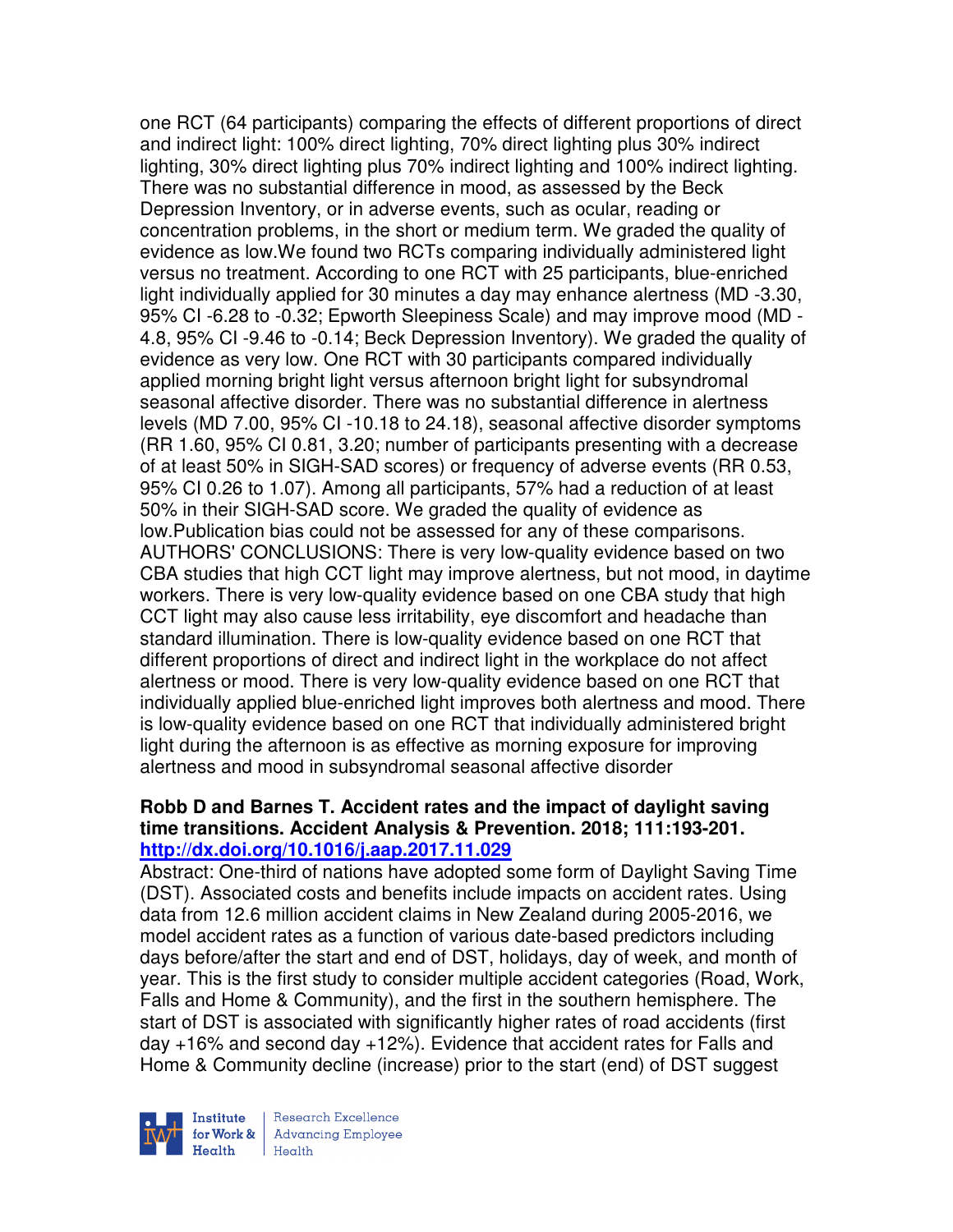one RCT (64 participants) comparing the effects of different proportions of direct and indirect light: 100% direct lighting, 70% direct lighting plus 30% indirect lighting, 30% direct lighting plus 70% indirect lighting and 100% indirect lighting. There was no substantial difference in mood, as assessed by the Beck Depression Inventory, or in adverse events, such as ocular, reading or concentration problems, in the short or medium term. We graded the quality of evidence as low.We found two RCTs comparing individually administered light versus no treatment. According to one RCT with 25 participants, blue-enriched light individually applied for 30 minutes a day may enhance alertness (MD -3.30, 95% CI -6.28 to -0.32; Epworth Sleepiness Scale) and may improve mood (MD -4.8, 95% CI -9.46 to -0.14; Beck Depression Inventory). We graded the quality of evidence as very low. One RCT with 30 participants compared individually applied morning bright light versus afternoon bright light for subsyndromal seasonal affective disorder. There was no substantial difference in alertness levels (MD 7.00, 95% CI -10.18 to 24.18), seasonal affective disorder symptoms (RR 1.60, 95% CI 0.81, 3.20; number of participants presenting with a decrease of at least 50% in SIGH-SAD scores) or frequency of adverse events (RR 0.53, 95% CI 0.26 to 1.07). Among all participants, 57% had a reduction of at least 50% in their SIGH-SAD score. We graded the quality of evidence as low.Publication bias could not be assessed for any of these comparisons. AUTHORS' CONCLUSIONS: There is very low-quality evidence based on two CBA studies that high CCT light may improve alertness, but not mood, in daytime workers. There is very low-quality evidence based on one CBA study that high CCT light may also cause less irritability, eye discomfort and headache than standard illumination. There is low-quality evidence based on one RCT that different proportions of direct and indirect light in the workplace do not affect alertness or mood. There is very low-quality evidence based on one RCT that individually applied blue-enriched light improves both alertness and mood. There is low-quality evidence based on one RCT that individually administered bright light during the afternoon is as effective as morning exposure for improving alertness and mood in subsyndromal seasonal affective disorder

**Robb D and Barnes T. Accident rates and the impact of daylight saving time transitions. Accident Analysis & Prevention. 2018; 111:193-201.**
**http://dx.doi.org/10.1016/j.aap.2017.11.029**

Abstract: One-third of nations have adopted some form of Daylight Saving Time (DST). Associated costs and benefits include impacts on accident rates. Using data from 12.6 million accident claims in New Zealand during 2005-2016, we model accident rates as a function of various date-based predictors including days before/after the start and end of DST, holidays, day of week, and month of year. This is the first study to consider multiple accident categories (Road, Work, Falls and Home & Community), and the first in the southern hemisphere. The start of DST is associated with significantly higher rates of road accidents (first day +16% and second day +12%). Evidence that accident rates for Falls and Home & Community decline (increase) prior to the start (end) of DST suggest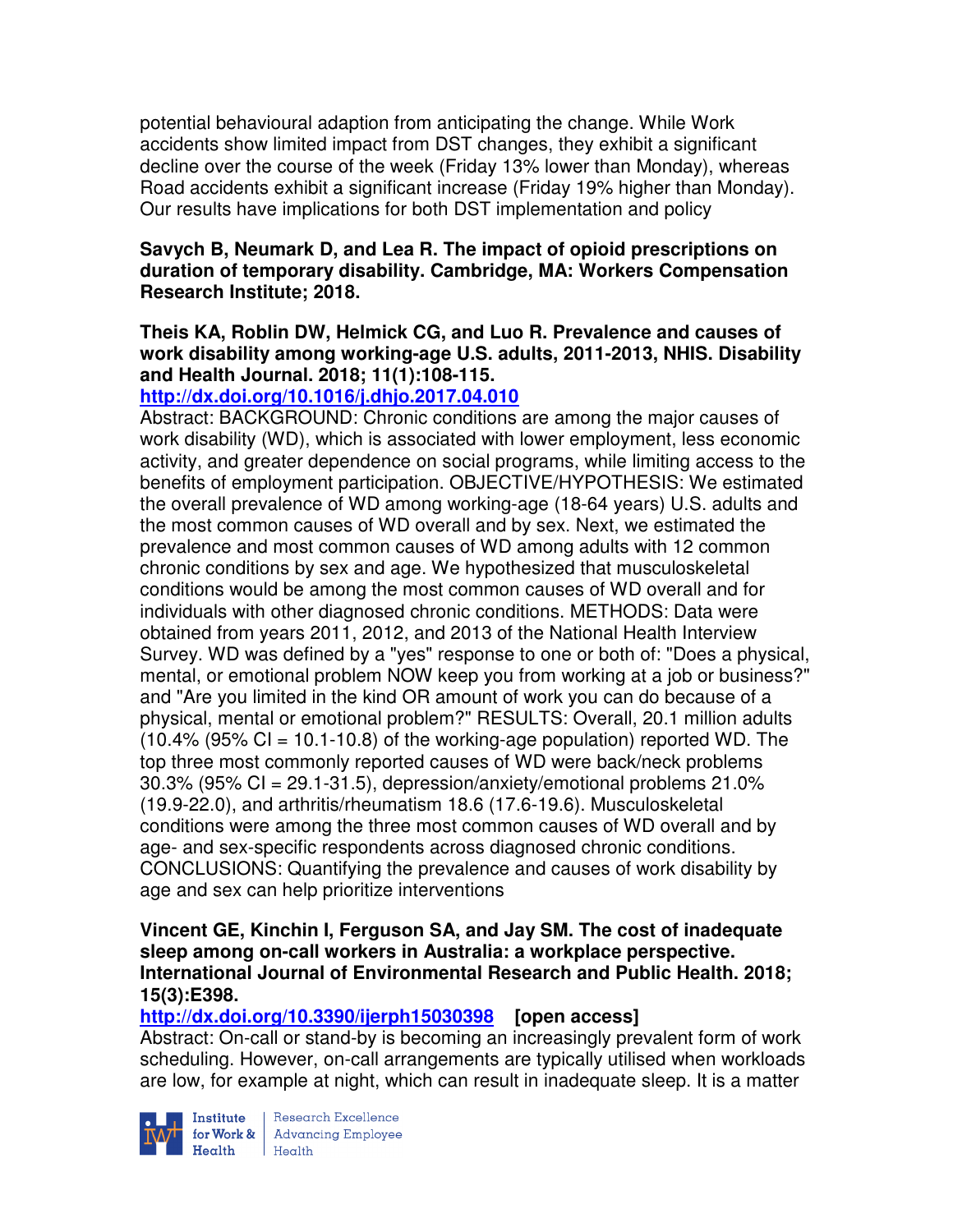potential behavioural adaption from anticipating the change. While Work accidents show limited impact from DST changes, they exhibit a significant decline over the course of the week (Friday 13% lower than Monday), whereas Road accidents exhibit a significant increase (Friday 19% higher than Monday). Our results have implications for both DST implementation and policy

**Savych B, Neumark D, and Lea R. The impact of opioid prescriptions on duration of temporary disability. Cambridge, MA: Workers Compensation Research Institute; 2018.**

**Theis KA, Roblin DW, Helmick CG, and Luo R. Prevalence and causes of work disability among working-age U.S. adults, 2011-2013, NHIS. Disability and Health Journal. 2018; 11(1):108-115.**
**http://dx.doi.org/10.1016/j.dhjo.2017.04.010**
Abstract: BACKGROUND: Chronic conditions are among the major causes of work disability (WD), which is associated with lower employment, less economic activity, and greater dependence on social programs, while limiting access to the benefits of employment participation. OBJECTIVE/HYPOTHESIS: We estimated the overall prevalence of WD among working-age (18-64 years) U.S. adults and the most common causes of WD overall and by sex. Next, we estimated the prevalence and most common causes of WD among adults with 12 common chronic conditions by sex and age. We hypothesized that musculoskeletal conditions would be among the most common causes of WD overall and for individuals with other diagnosed chronic conditions. METHODS: Data were obtained from years 2011, 2012, and 2013 of the National Health Interview Survey. WD was defined by a "yes" response to one or both of: "Does a physical, mental, or emotional problem NOW keep you from working at a job or business?" and "Are you limited in the kind OR amount of work you can do because of a physical, mental or emotional problem?" RESULTS: Overall, 20.1 million adults (10.4% (95% CI = 10.1-10.8) of the working-age population) reported WD. The top three most commonly reported causes of WD were back/neck problems 30.3% (95% CI = 29.1-31.5), depression/anxiety/emotional problems 21.0% (19.9-22.0), and arthritis/rheumatism 18.6 (17.6-19.6). Musculoskeletal conditions were among the three most common causes of WD overall and by age- and sex-specific respondents across diagnosed chronic conditions. CONCLUSIONS: Quantifying the prevalence and causes of work disability by age and sex can help prioritize interventions

**Vincent GE, Kinchin I, Ferguson SA, and Jay SM. The cost of inadequate sleep among on-call workers in Australia: a workplace perspective. International Journal of Environmental Research and Public Health. 2018; 15(3):E398.**
**http://dx.doi.org/10.3390/ijerph15030398** **[open access]**
Abstract: On-call or stand-by is becoming an increasingly prevalent form of work scheduling. However, on-call arrangements are typically utilised when workloads are low, for example at night, which can result in inadequate sleep. It is a matter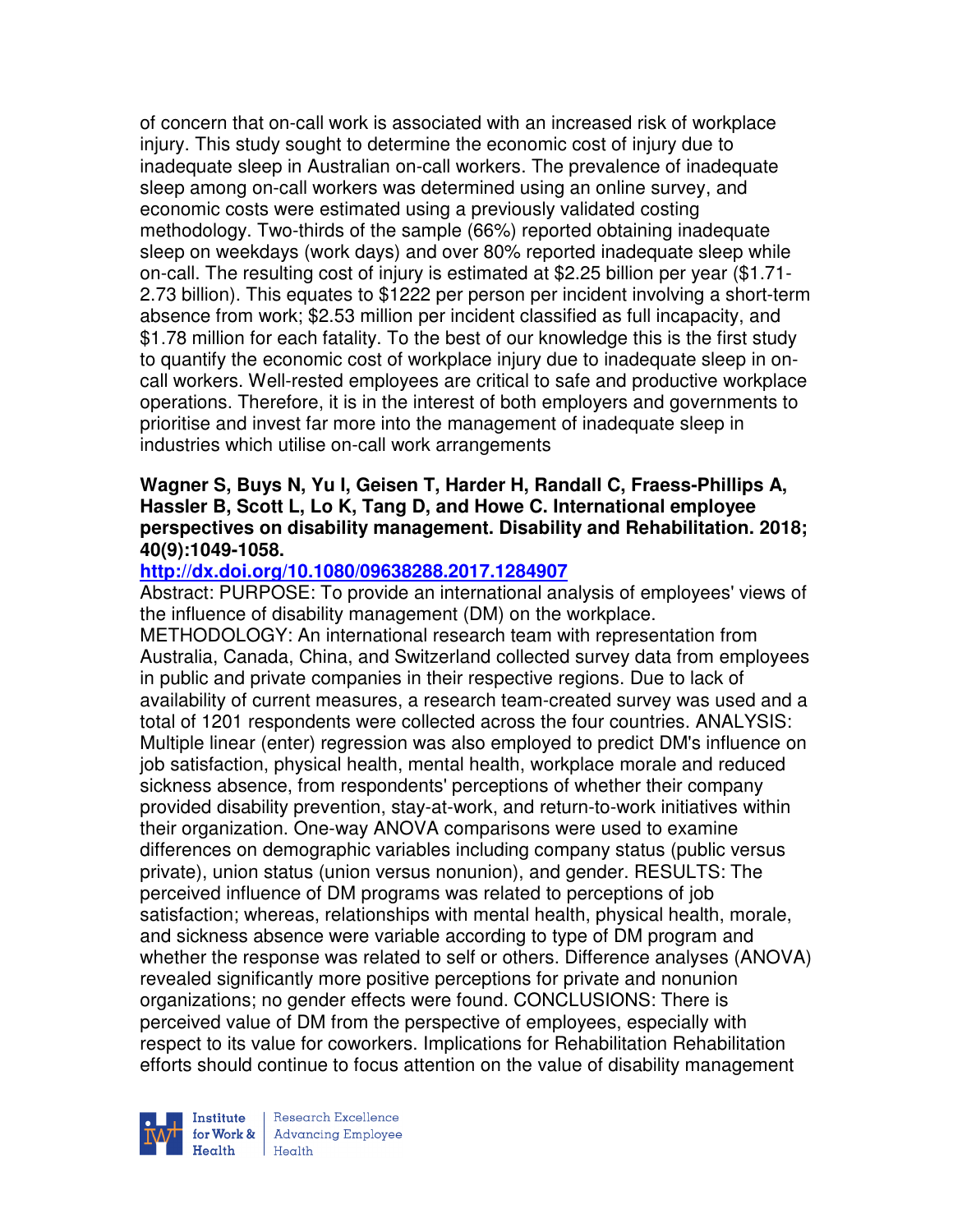of concern that on-call work is associated with an increased risk of workplace injury. This study sought to determine the economic cost of injury due to inadequate sleep in Australian on-call workers. The prevalence of inadequate sleep among on-call workers was determined using an online survey, and economic costs were estimated using a previously validated costing methodology. Two-thirds of the sample (66%) reported obtaining inadequate sleep on weekdays (work days) and over 80% reported inadequate sleep while on-call. The resulting cost of injury is estimated at $2.25 billion per year ($1.71-2.73 billion). This equates to $1222 per person per incident involving a short-term absence from work; $2.53 million per incident classified as full incapacity, and $1.78 million for each fatality. To the best of our knowledge this is the first study to quantify the economic cost of workplace injury due to inadequate sleep in on-call workers. Well-rested employees are critical to safe and productive workplace operations. Therefore, it is in the interest of both employers and governments to prioritise and invest far more into the management of inadequate sleep in industries which utilise on-call work arrangements

**Wagner S, Buys N, Yu I, Geisen T, Harder H, Randall C, Fraess-Phillips A, Hassler B, Scott L, Lo K, Tang D, and Howe C. International employee perspectives on disability management. Disability and Rehabilitation. 2018; 40(9):1049-1058.**

**http://dx.doi.org/10.1080/09638288.2017.1284907**

Abstract: PURPOSE: To provide an international analysis of employees' views of the influence of disability management (DM) on the workplace. METHODOLOGY: An international research team with representation from Australia, Canada, China, and Switzerland collected survey data from employees in public and private companies in their respective regions. Due to lack of availability of current measures, a research team-created survey was used and a total of 1201 respondents were collected across the four countries. ANALYSIS: Multiple linear (enter) regression was also employed to predict DM's influence on job satisfaction, physical health, mental health, workplace morale and reduced sickness absence, from respondents' perceptions of whether their company provided disability prevention, stay-at-work, and return-to-work initiatives within their organization. One-way ANOVA comparisons were used to examine differences on demographic variables including company status (public versus private), union status (union versus nonunion), and gender. RESULTS: The perceived influence of DM programs was related to perceptions of job satisfaction; whereas, relationships with mental health, physical health, morale, and sickness absence were variable according to type of DM program and whether the response was related to self or others. Difference analyses (ANOVA) revealed significantly more positive perceptions for private and nonunion organizations; no gender effects were found. CONCLUSIONS: There is perceived value of DM from the perspective of employees, especially with respect to its value for coworkers. Implications for Rehabilitation Rehabilitation efforts should continue to focus attention on the value of disability management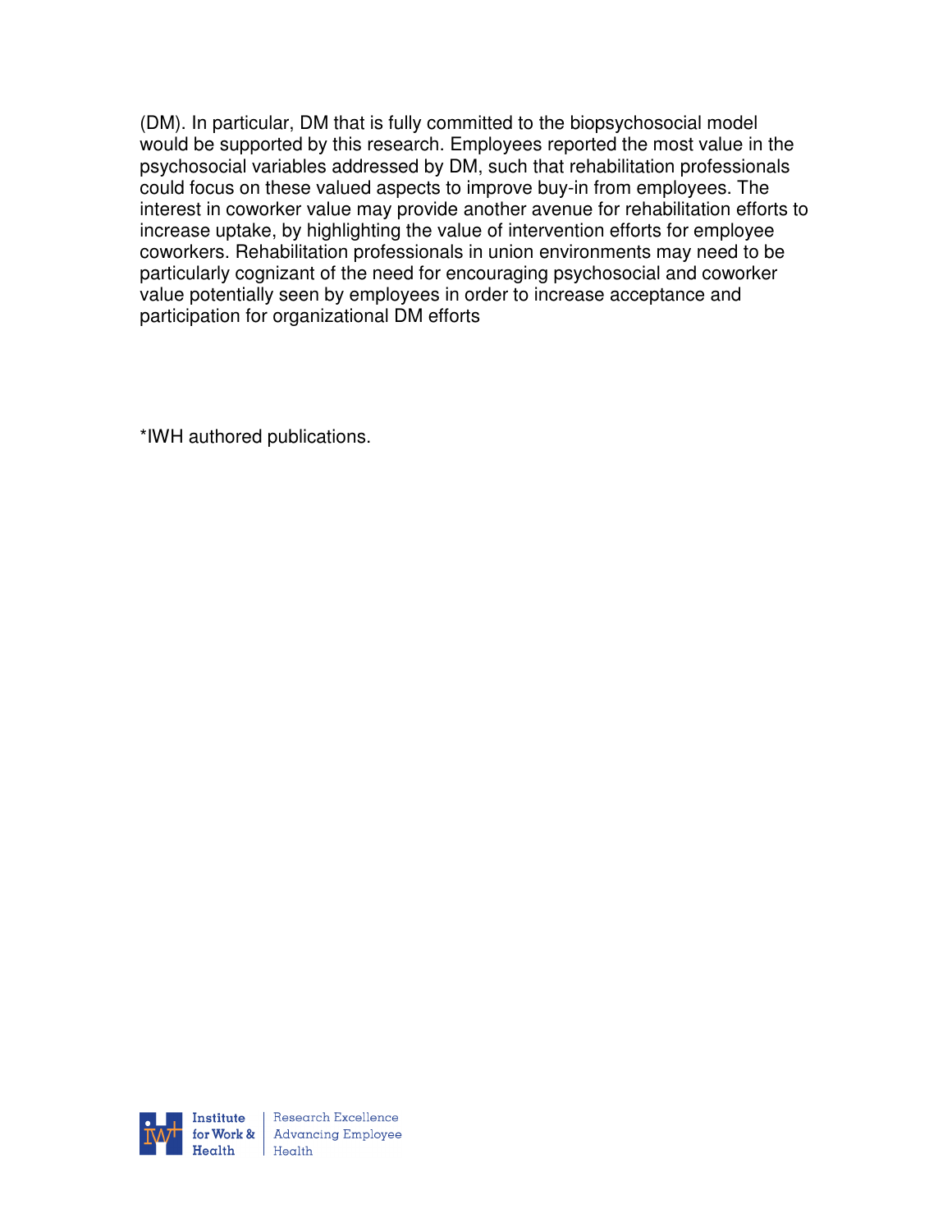(DM). In particular, DM that is fully committed to the biopsychosocial model would be supported by this research. Employees reported the most value in the psychosocial variables addressed by DM, such that rehabilitation professionals could focus on these valued aspects to improve buy-in from employees. The interest in coworker value may provide another avenue for rehabilitation efforts to increase uptake, by highlighting the value of intervention efforts for employee coworkers. Rehabilitation professionals in union environments may need to be particularly cognizant of the need for encouraging psychosocial and coworker value potentially seen by employees in order to increase acceptance and participation for organizational DM efforts

*IWH authored publications.